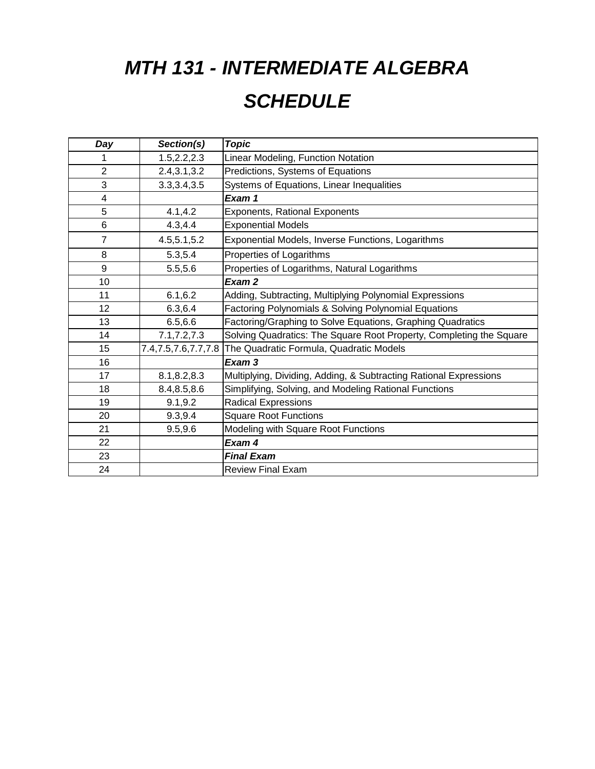# *MTH 131 - INTERMEDIATE ALGEBRA*

# *SCHEDULE*

| ***Day*** | ***Section(s)*** | ***Topic*** |
|---|---|---|
| 1 | 1.5,2.2,2.3 | Linear Modeling, Function Notation |
| 2 | 2.4,3.1,3.2 | Predictions, Systems of Equations |
| 3 | 3.3,3.4,3.5 | Systems of Equations, Linear Inequalities |
| 4 | | ***Exam 1*** |
| 5 | 4.1,4.2 | Exponents, Rational Exponents |
| 6 | 4.3,4.4 | Exponential Models |
| 7 | 4.5,5.1,5.2 | Exponential Models, Inverse Functions, Logarithms |
| 8 | 5.3,5.4 | Properties of Logarithms |
| 9 | 5.5,5.6 | Properties of Logarithms, Natural Logarithms |
| 10 | | ***Exam 2*** |
| 11 | 6.1,6.2 | Adding, Subtracting, Multiplying Polynomial Expressions |
| 12 | 6.3,6.4 | Factoring Polynomials & Solving Polynomial Equations |
| 13 | 6.5,6.6 | Factoring/Graphing to Solve Equations, Graphing Quadratics |
| 14 | 7.1,7.2,7.3 | Solving Quadratics: The Square Root Property, Completing the Square |
| 15 | 7.4,7.5,7.6,7.7,7.8 | The Quadratic Formula, Quadratic Models |
| 16 | | ***Exam 3*** |
| 17 | 8.1,8.2,8.3 | Multiplying, Dividing, Adding, & Subtracting Rational Expressions |
| 18 | 8.4,8.5,8.6 | Simplifying, Solving, and Modeling Rational Functions |
| 19 | 9.1,9.2 | Radical Expressions |
| 20 | 9.3,9.4 | Square Root Functions |
| 21 | 9.5,9.6 | Modeling with Square Root Functions |
| 22 | | ***Exam 4*** |
| 23 | | ***Final Exam*** |
| 24 | | Review Final Exam |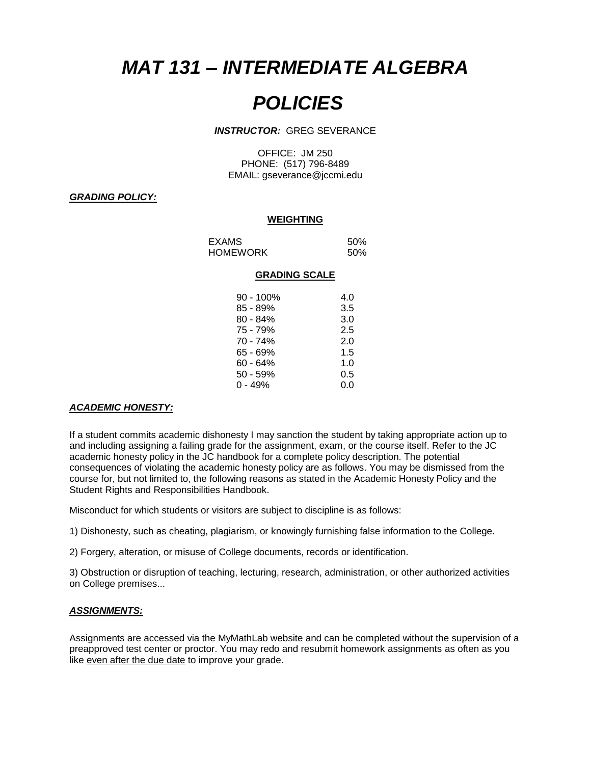# *MAT 131 – INTERMEDIATE ALGEBRA*

# *POLICIES*

***INSTRUCTOR:*** GREG SEVERANCE

OFFICE: JM 250
PHONE: (517) 796-8489
EMAIL: gseverance@jccmi.edu

***GRADING POLICY:***

**WEIGHTING**

| | |
|---|---|
| EXAMS | 50% |
| HOMEWORK | 50% |

**GRADING SCALE**

| | |
|---|---|
| 90 - 100% | 4.0 |
| 85 - 89% | 3.5 |
| 80 - 84% | 3.0 |
| 75 - 79% | 2.5 |
| 70 - 74% | 2.0 |
| 65 - 69% | 1.5 |
| 60 - 64% | 1.0 |
| 50 - 59% | 0.5 |
| 0 - 49% | 0.0 |

***ACADEMIC HONESTY:***

If a student commits academic dishonesty I may sanction the student by taking appropriate action up to and including assigning a failing grade for the assignment, exam, or the course itself. Refer to the JC academic honesty policy in the JC handbook for a complete policy description. The potential consequences of violating the academic honesty policy are as follows. You may be dismissed from the course for, but not limited to, the following reasons as stated in the Academic Honesty Policy and the Student Rights and Responsibilities Handbook.

Misconduct for which students or visitors are subject to discipline is as follows:

1) Dishonesty, such as cheating, plagiarism, or knowingly furnishing false information to the College.

2) Forgery, alteration, or misuse of College documents, records or identification.

3) Obstruction or disruption of teaching, lecturing, research, administration, or other authorized activities on College premises...

***ASSIGNMENTS:***

Assignments are accessed via the MyMathLab website and can be completed without the supervision of a preapproved test center or proctor. You may redo and resubmit homework assignments as often as you like <u>even after the due date</u> to improve your grade.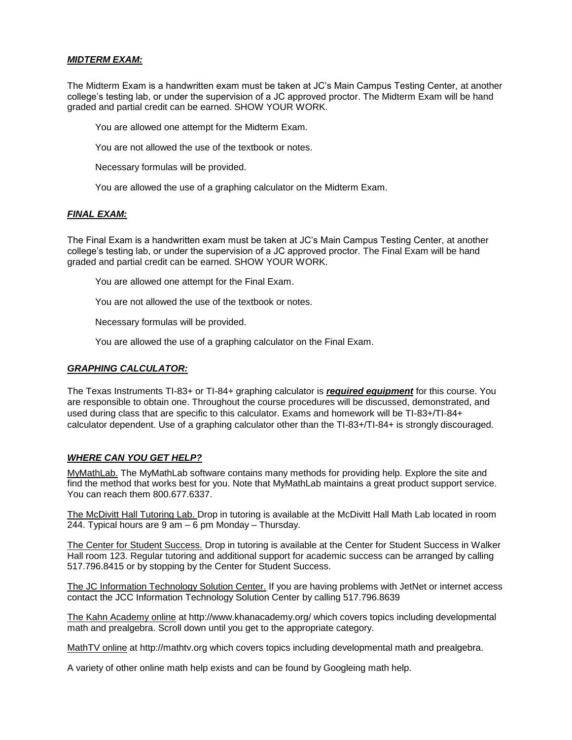***MIDTERM EXAM:***

The Midterm Exam is a handwritten exam must be taken at JC's Main Campus Testing Center, at another college's testing lab, or under the supervision of a JC approved proctor. The Midterm Exam will be hand graded and partial credit can be earned. SHOW YOUR WORK.

You are allowed one attempt for the Midterm Exam.

You are not allowed the use of the textbook or notes.

Necessary formulas will be provided.

You are allowed the use of a graphing calculator on the Midterm Exam.

***FINAL EXAM:***

The Final Exam is a handwritten exam must be taken at JC's Main Campus Testing Center, at another college's testing lab, or under the supervision of a JC approved proctor. The Final Exam will be hand graded and partial credit can be earned. SHOW YOUR WORK.

You are allowed one attempt for the Final Exam.

You are not allowed the use of the textbook or notes.

Necessary formulas will be provided.

You are allowed the use of a graphing calculator on the Final Exam.

***GRAPHING CALCULATOR:***

The Texas Instruments TI-83+ or TI-84+ graphing calculator is ***required equipment*** for this course. You are responsible to obtain one. Throughout the course procedures will be discussed, demonstrated, and used during class that are specific to this calculator. Exams and homework will be TI-83+/TI-84+ calculator dependent. Use of a graphing calculator other than the TI-83+/TI-84+ is strongly discouraged.

***WHERE CAN YOU GET HELP?***

MyMathLab. The MyMathLab software contains many methods for providing help. Explore the site and find the method that works best for you. Note that MyMathLab maintains a great product support service. You can reach them 800.677.6337.

The McDivitt Hall Tutoring Lab. Drop in tutoring is available at the McDivitt Hall Math Lab located in room 244. Typical hours are 9 am – 6 pm Monday – Thursday.

The Center for Student Success. Drop in tutoring is available at the Center for Student Success in Walker Hall room 123. Regular tutoring and additional support for academic success can be arranged by calling 517.796.8415 or by stopping by the Center for Student Success.

The JC Information Technology Solution Center. If you are having problems with JetNet or internet access contact the JCC Information Technology Solution Center by calling 517.796.8639

The Kahn Academy online at http://www.khanacademy.org/ which covers topics including developmental math and prealgebra. Scroll down until you get to the appropriate category.

MathTV online at http://mathtv.org which covers topics including developmental math and prealgebra.

A variety of other online math help exists and can be found by Googleing math help.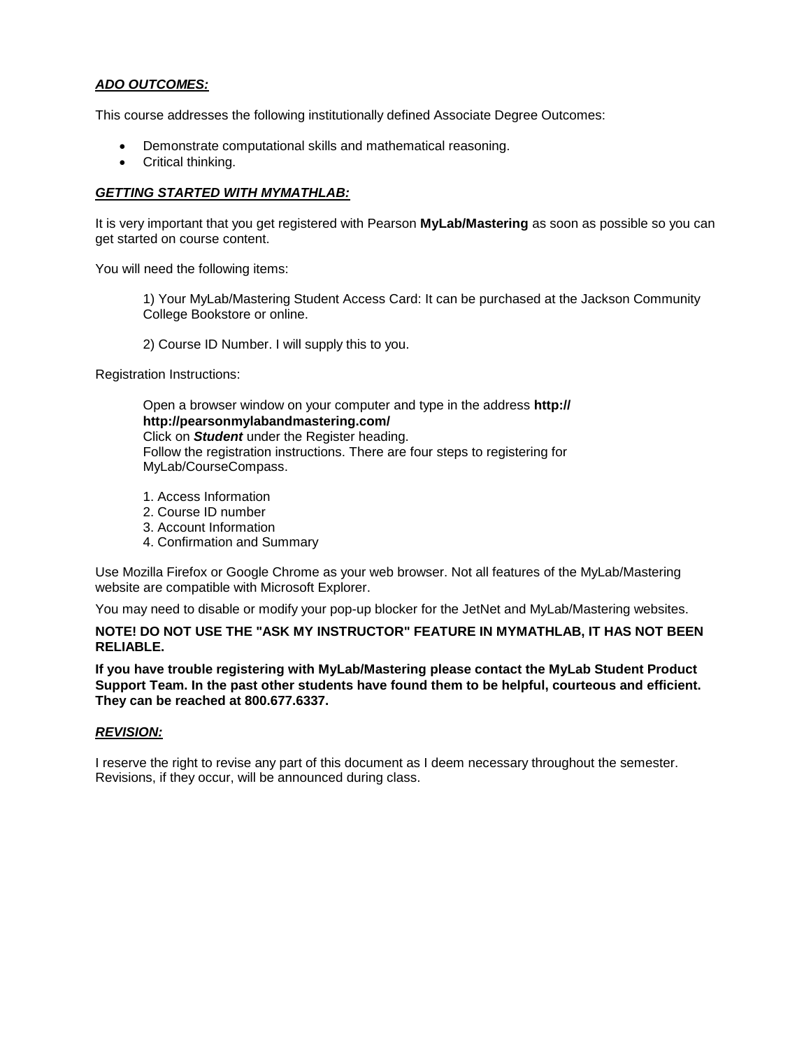***ADO OUTCOMES:***

This course addresses the following institutionally defined Associate Degree Outcomes:

- Demonstrate computational skills and mathematical reasoning.
- Critical thinking.

***GETTING STARTED WITH MYMATHLAB:***

It is very important that you get registered with Pearson **MyLab/Mastering** as soon as possible so you can get started on course content.

You will need the following items:

1) Your MyLab/Mastering Student Access Card: It can be purchased at the Jackson Community College Bookstore or online.

2) Course ID Number. I will supply this to you.

Registration Instructions:

Open a browser window on your computer and type in the address **http:// http://pearsonmylabandmastering.com/**
Click on ***Student*** under the Register heading.
Follow the registration instructions. There are four steps to registering for MyLab/CourseCompass.

1. Access Information
2. Course ID number
3. Account Information
4. Confirmation and Summary

Use Mozilla Firefox or Google Chrome as your web browser. Not all features of the MyLab/Mastering website are compatible with Microsoft Explorer.

You may need to disable or modify your pop-up blocker for the JetNet and MyLab/Mastering websites.

**NOTE! DO NOT USE THE "ASK MY INSTRUCTOR" FEATURE IN MYMATHLAB, IT HAS NOT BEEN RELIABLE.**

**If you have trouble registering with MyLab/Mastering please contact the MyLab Student Product Support Team. In the past other students have found them to be helpful, courteous and efficient. They can be reached at 800.677.6337.**

***REVISION:***

I reserve the right to revise any part of this document as I deem necessary throughout the semester. Revisions, if they occur, will be announced during class.